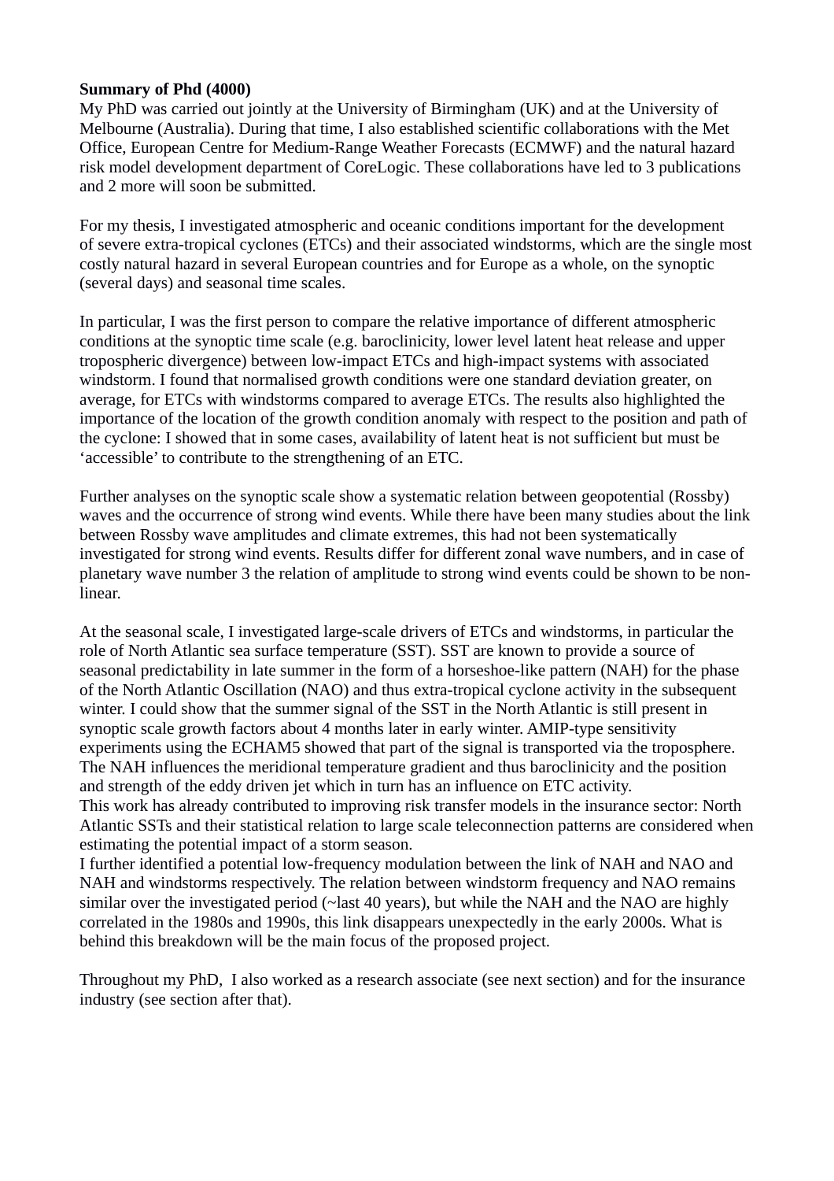**Summary of Phd (4000)**

My PhD was carried out jointly at the University of Birmingham (UK) and at the University of Melbourne (Australia). During that time, I also established scientific collaborations with the Met Office, European Centre for Medium-Range Weather Forecasts (ECMWF) and the natural hazard risk model development department of CoreLogic. These collaborations have led to 3 publications and 2 more will soon be submitted.

For my thesis, I investigated atmospheric and oceanic conditions important for the development of severe extra-tropical cyclones (ETCs) and their associated windstorms, which are the single most costly natural hazard in several European countries and for Europe as a whole, on the synoptic (several days) and seasonal time scales.

In particular, I was the first person to compare the relative importance of different atmospheric conditions at the synoptic time scale (e.g. baroclinicity, lower level latent heat release and upper tropospheric divergence) between low-impact ETCs and high-impact systems with associated windstorm. I found that normalised growth conditions were one standard deviation greater, on average, for ETCs with windstorms compared to average ETCs. The results also highlighted the importance of the location of the growth condition anomaly with respect to the position and path of the cyclone: I showed that in some cases, availability of latent heat is not sufficient but must be 'accessible' to contribute to the strengthening of an ETC.

Further analyses on the synoptic scale show a systematic relation between geopotential (Rossby) waves and the occurrence of strong wind events. While there have been many studies about the link between Rossby wave amplitudes and climate extremes, this had not been systematically investigated for strong wind events. Results differ for different zonal wave numbers, and in case of planetary wave number 3 the relation of amplitude to strong wind events could be shown to be non-linear.

At the seasonal scale, I investigated large-scale drivers of ETCs and windstorms, in particular the role of North Atlantic sea surface temperature (SST). SST are known to provide a source of seasonal predictability in late summer in the form of a horseshoe-like pattern (NAH) for the phase of the North Atlantic Oscillation (NAO) and thus extra-tropical cyclone activity in the subsequent winter. I could show that the summer signal of the SST in the North Atlantic is still present in synoptic scale growth factors about 4 months later in early winter. AMIP-type sensitivity experiments using the ECHAM5 showed that part of the signal is transported via the troposphere. The NAH influences the meridional temperature gradient and thus baroclinicity and the position and strength of the eddy driven jet which in turn has an influence on ETC activity.
This work has already contributed to improving risk transfer models in the insurance sector: North Atlantic SSTs and their statistical relation to large scale teleconnection patterns are considered when estimating the potential impact of a storm season.
I further identified a potential low-frequency modulation between the link of NAH and NAO and NAH and windstorms respectively. The relation between windstorm frequency and NAO remains similar over the investigated period (~last 40 years), but while the NAH and the NAO are highly correlated in the 1980s and 1990s, this link disappears unexpectedly in the early 2000s. What is behind this breakdown will be the main focus of the proposed project.

Throughout my PhD, I also worked as a research associate (see next section) and for the insurance industry (see section after that).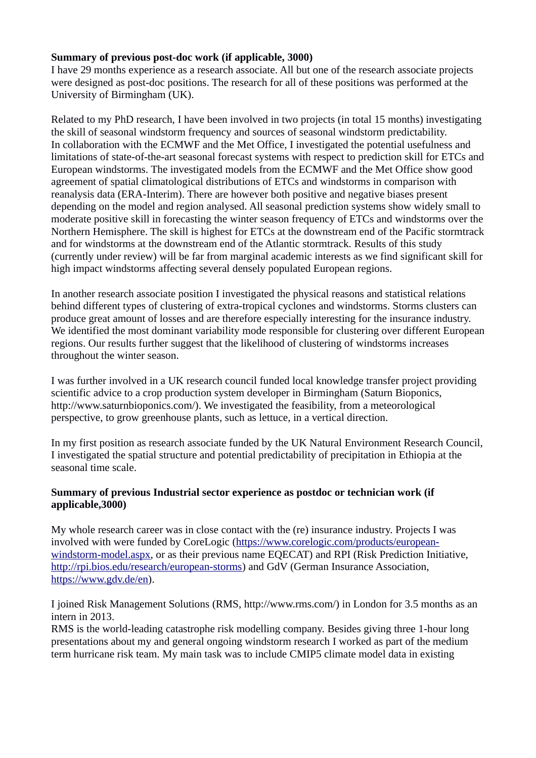**Summary of previous post-doc work (if applicable, 3000)**

I have 29 months experience as a research associate. All but one of the research associate projects were designed as post-doc positions. The research for all of these positions was performed at the University of Birmingham (UK).

Related to my PhD research, I have been involved in two projects (in total 15 months) investigating the skill of seasonal windstorm frequency and sources of seasonal windstorm predictability.
In collaboration with the ECMWF and the Met Office, I investigated the potential usefulness and limitations of state-of-the-art seasonal forecast systems with respect to prediction skill for ETCs and European windstorms. The investigated models from the ECMWF and the Met Office show good agreement of spatial climatological distributions of ETCs and windstorms in comparison with reanalysis data (ERA-Interim). There are however both positive and negative biases present depending on the model and region analysed. All seasonal prediction systems show widely small to moderate positive skill in forecasting the winter season frequency of ETCs and windstorms over the Northern Hemisphere. The skill is highest for ETCs at the downstream end of the Pacific stormtrack and for windstorms at the downstream end of the Atlantic stormtrack. Results of this study (currently under review) will be far from marginal academic interests as we find significant skill for high impact windstorms affecting several densely populated European regions.

In another research associate position I investigated the physical reasons and statistical relations behind different types of clustering of extra-tropical cyclones and windstorms. Storms clusters can produce great amount of losses and are therefore especially interesting for the insurance industry. We identified the most dominant variability mode responsible for clustering over different European regions. Our results further suggest that the likelihood of clustering of windstorms increases throughout the winter season.

I was further involved in a UK research council funded local knowledge transfer project providing scientific advice to a crop production system developer in Birmingham (Saturn Bioponics, http://www.saturnbioponics.com/). We investigated the feasibility, from a meteorological perspective, to grow greenhouse plants, such as lettuce, in a vertical direction.

In my first position as research associate funded by the UK Natural Environment Research Council, I investigated the spatial structure and potential predictability of precipitation in Ethiopia at the seasonal time scale.

**Summary of previous Industrial sector experience as postdoc or technician work (if applicable,3000)**

My whole research career was in close contact with the (re) insurance industry. Projects I was involved with were funded by CoreLogic ([https://www.corelogic.com/products/european-windstorm-model.aspx](https://www.corelogic.com/products/european-windstorm-model.aspx), or as their previous name EQECAT) and RPI (Risk Prediction Initiative, [http://rpi.bios.edu/research/european-storms](http://rpi.bios.edu/research/european-storms)) and GdV (German Insurance Association, [https://www.gdv.de/en](https://www.gdv.de/en)).

I joined Risk Management Solutions (RMS, http://www.rms.com/) in London for 3.5 months as an intern in 2013.
RMS is the world-leading catastrophe risk modelling company. Besides giving three 1-hour long presentations about my and general ongoing windstorm research I worked as part of the medium term hurricane risk team. My main task was to include CMIP5 climate model data in existing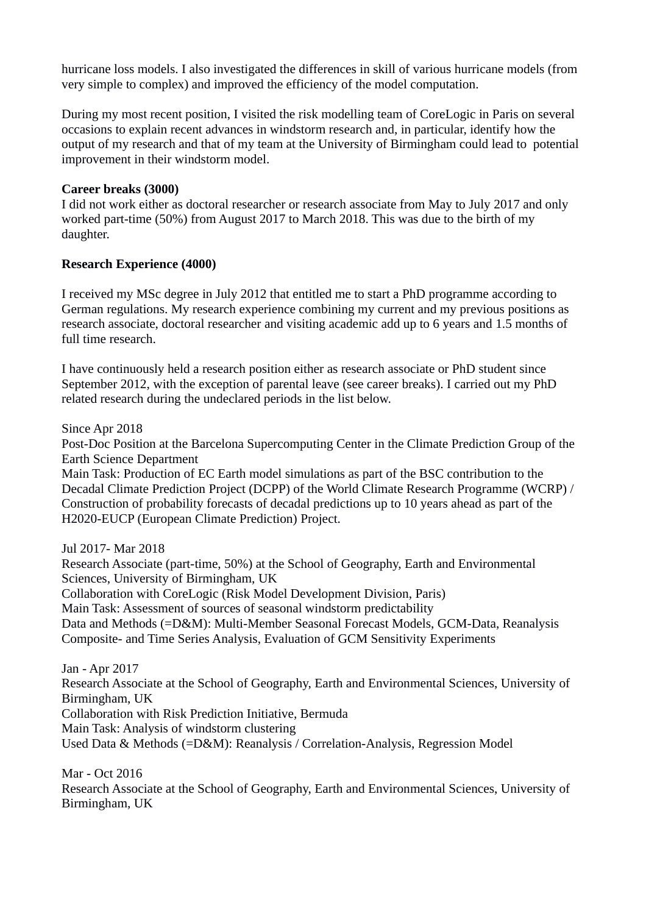hurricane loss models. I also investigated the differences in skill of various hurricane models (from very simple to complex) and improved the efficiency of the model computation.

During my most recent position, I visited the risk modelling team of CoreLogic in Paris on several occasions to explain recent advances in windstorm research and, in particular, identify how the output of my research and that of my team at the University of Birmingham could lead to potential improvement in their windstorm model.

**Career breaks (3000)**
I did not work either as doctoral researcher or research associate from May to July 2017 and only worked part-time (50%) from August 2017 to March 2018. This was due to the birth of my daughter.

**Research Experience (4000)**

I received my MSc degree in July 2012 that entitled me to start a PhD programme according to German regulations. My research experience combining my current and my previous positions as research associate, doctoral researcher and visiting academic add up to 6 years and 1.5 months of full time research.

I have continuously held a research position either as research associate or PhD student since September 2012, with the exception of parental leave (see career breaks). I carried out my PhD related research during the undeclared periods in the list below.

Since Apr 2018
Post-Doc Position at the Barcelona Supercomputing Center in the Climate Prediction Group of the Earth Science Department
Main Task: Production of EC Earth model simulations as part of the BSC contribution to the Decadal Climate Prediction Project (DCPP) of the World Climate Research Programme (WCRP) / Construction of probability forecasts of decadal predictions up to 10 years ahead as part of the H2020-EUCP (European Climate Prediction) Project.

Jul 2017- Mar 2018
Research Associate (part-time, 50%) at the School of Geography, Earth and Environmental Sciences, University of Birmingham, UK
Collaboration with CoreLogic (Risk Model Development Division, Paris)
Main Task: Assessment of sources of seasonal windstorm predictability
Data and Methods (=D&M): Multi-Member Seasonal Forecast Models, GCM-Data, Reanalysis Composite- and Time Series Analysis, Evaluation of GCM Sensitivity Experiments

Jan - Apr 2017
Research Associate at the School of Geography, Earth and Environmental Sciences, University of Birmingham, UK
Collaboration with Risk Prediction Initiative, Bermuda
Main Task: Analysis of windstorm clustering
Used Data & Methods (=D&M): Reanalysis / Correlation-Analysis, Regression Model

Mar - Oct 2016
Research Associate at the School of Geography, Earth and Environmental Sciences, University of Birmingham, UK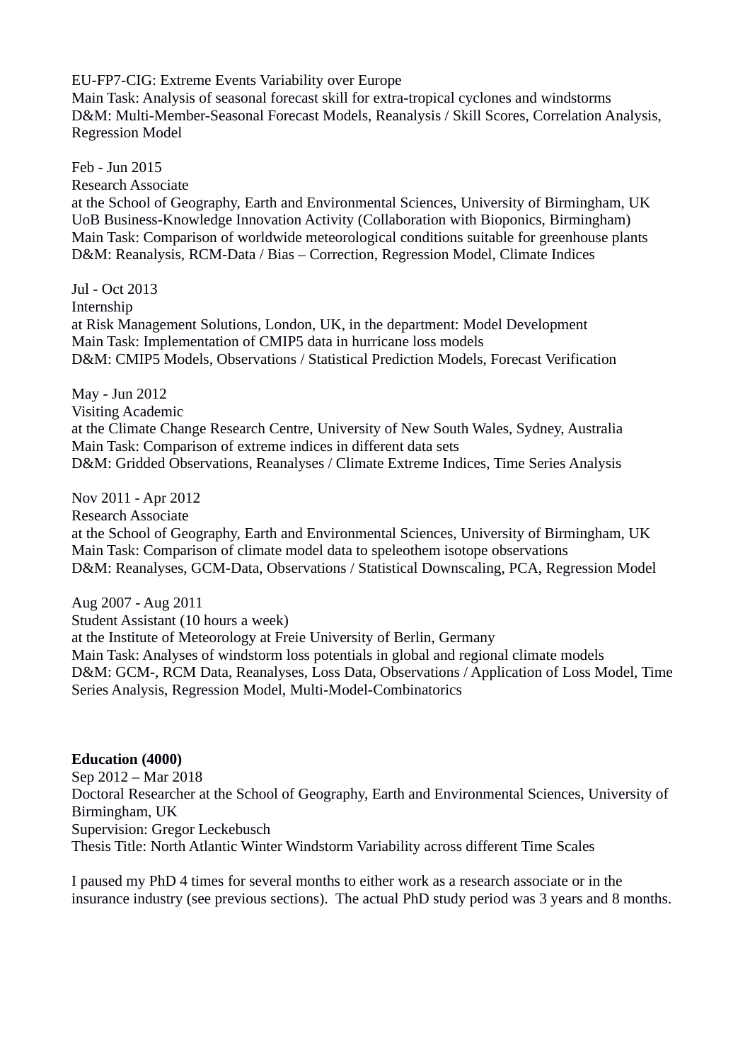EU-FP7-CIG: Extreme Events Variability over Europe
Main Task: Analysis of seasonal forecast skill for extra-tropical cyclones and windstorms
D&M: Multi-Member-Seasonal Forecast Models, Reanalysis / Skill Scores, Correlation Analysis, Regression Model

Feb - Jun 2015
Research Associate
at the School of Geography, Earth and Environmental Sciences, University of Birmingham, UK
UoB Business-Knowledge Innovation Activity (Collaboration with Bioponics, Birmingham)
Main Task: Comparison of worldwide meteorological conditions suitable for greenhouse plants
D&M: Reanalysis, RCM-Data / Bias – Correction, Regression Model, Climate Indices

Jul - Oct 2013
Internship
at Risk Management Solutions, London, UK, in the department: Model Development
Main Task: Implementation of CMIP5 data in hurricane loss models
D&M: CMIP5 Models, Observations / Statistical Prediction Models, Forecast Verification

May - Jun 2012
Visiting Academic
at the Climate Change Research Centre, University of New South Wales, Sydney, Australia
Main Task: Comparison of extreme indices in different data sets
D&M: Gridded Observations, Reanalyses / Climate Extreme Indices, Time Series Analysis

Nov 2011 - Apr 2012
Research Associate
at the School of Geography, Earth and Environmental Sciences, University of Birmingham, UK
Main Task: Comparison of climate model data to speleothem isotope observations
D&M: Reanalyses, GCM-Data, Observations / Statistical Downscaling, PCA, Regression Model

Aug 2007 - Aug 2011
Student Assistant (10 hours a week)
at the Institute of Meteorology at Freie University of Berlin, Germany
Main Task: Analyses of windstorm loss potentials in global and regional climate models
D&M: GCM-, RCM Data, Reanalyses, Loss Data, Observations / Application of Loss Model, Time Series Analysis, Regression Model, Multi-Model-Combinatorics

**Education (4000)**
Sep 2012 – Mar 2018
Doctoral Researcher at the School of Geography, Earth and Environmental Sciences, University of Birmingham, UK
Supervision: Gregor Leckebusch
Thesis Title: North Atlantic Winter Windstorm Variability across different Time Scales

I paused my PhD 4 times for several months to either work as a research associate or in the insurance industry (see previous sections). The actual PhD study period was 3 years and 8 months.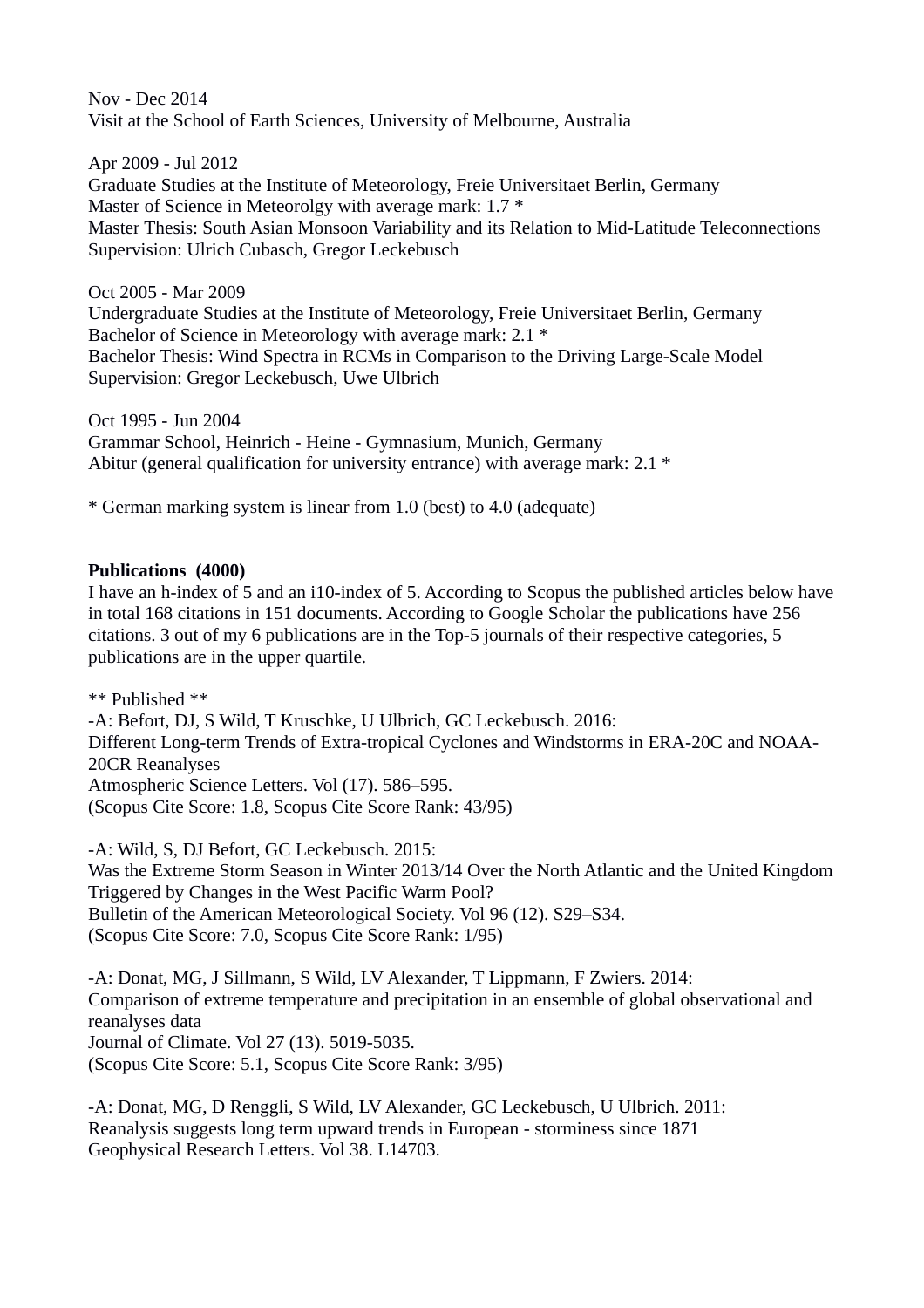Nov - Dec 2014
Visit at the School of Earth Sciences, University of Melbourne, Australia

Apr 2009 - Jul 2012
Graduate Studies at the Institute of Meteorology, Freie Universitaet Berlin, Germany
Master of Science in Meteorolgy with average mark: 1.7 *
Master Thesis: South Asian Monsoon Variability and its Relation to Mid-Latitude Teleconnections
Supervision: Ulrich Cubasch, Gregor Leckebusch

Oct 2005 - Mar 2009
Undergraduate Studies at the Institute of Meteorology, Freie Universitaet Berlin, Germany
Bachelor of Science in Meteorology with average mark: 2.1 *
Bachelor Thesis: Wind Spectra in RCMs in Comparison to the Driving Large-Scale Model
Supervision: Gregor Leckebusch, Uwe Ulbrich

Oct 1995 - Jun 2004
Grammar School, Heinrich - Heine - Gymnasium, Munich, Germany
Abitur (general qualification for university entrance) with average mark: 2.1 *

* German marking system is linear from 1.0 (best) to 4.0 (adequate)

**Publications (4000)**
I have an h-index of 5 and an i10-index of 5. According to Scopus the published articles below have in total 168 citations in 151 documents. According to Google Scholar the publications have 256 citations. 3 out of my 6 publications are in the Top-5 journals of their respective categories, 5 publications are in the upper quartile.

** Published **
-A: Befort, DJ, S Wild, T Kruschke, U Ulbrich, GC Leckebusch. 2016:
Different Long-term Trends of Extra-tropical Cyclones and Windstorms in ERA-20C and NOAA-20CR Reanalyses
Atmospheric Science Letters. Vol (17). 586–595.
(Scopus Cite Score: 1.8, Scopus Cite Score Rank: 43/95)

-A: Wild, S, DJ Befort, GC Leckebusch. 2015:
Was the Extreme Storm Season in Winter 2013/14 Over the North Atlantic and the United Kingdom Triggered by Changes in the West Pacific Warm Pool?
Bulletin of the American Meteorological Society. Vol 96 (12). S29–S34.
(Scopus Cite Score: 7.0, Scopus Cite Score Rank: 1/95)

-A: Donat, MG, J Sillmann, S Wild, LV Alexander, T Lippmann, F Zwiers. 2014:
Comparison of extreme temperature and precipitation in an ensemble of global observational and reanalyses data
Journal of Climate. Vol 27 (13). 5019-5035.
(Scopus Cite Score: 5.1, Scopus Cite Score Rank: 3/95)

-A: Donat, MG, D Renggli, S Wild, LV Alexander, GC Leckebusch, U Ulbrich. 2011:
Reanalysis suggests long term upward trends in European - storminess since 1871
Geophysical Research Letters. Vol 38. L14703.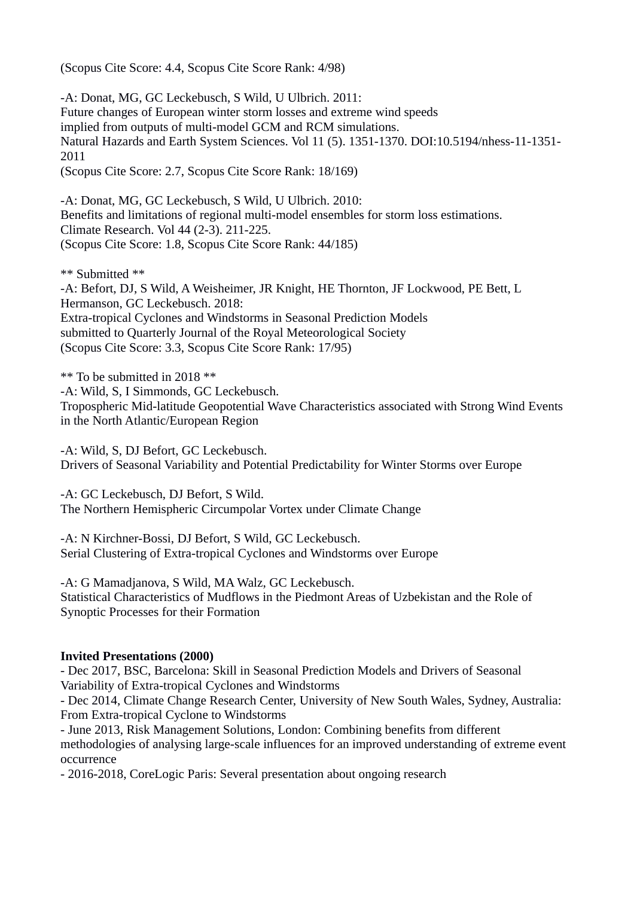(Scopus Cite Score: 4.4, Scopus Cite Score Rank: 4/98)

-A: Donat, MG, GC Leckebusch, S Wild, U Ulbrich. 2011:
Future changes of European winter storm losses and extreme wind speeds
implied from outputs of multi-model GCM and RCM simulations.
Natural Hazards and Earth System Sciences. Vol 11 (5). 1351-1370. DOI:10.5194/nhess-11-1351-2011
(Scopus Cite Score: 2.7, Scopus Cite Score Rank: 18/169)

-A: Donat, MG, GC Leckebusch, S Wild, U Ulbrich. 2010:
Benefits and limitations of regional multi-model ensembles for storm loss estimations.
Climate Research. Vol 44 (2-3). 211-225.
(Scopus Cite Score: 1.8, Scopus Cite Score Rank: 44/185)

** Submitted **
-A: Befort, DJ, S Wild, A Weisheimer, JR Knight, HE Thornton, JF Lockwood, PE Bett, L Hermanson, GC Leckebusch. 2018:
Extra-tropical Cyclones and Windstorms in Seasonal Prediction Models
submitted to Quarterly Journal of the Royal Meteorological Society
(Scopus Cite Score: 3.3, Scopus Cite Score Rank: 17/95)

** To be submitted in 2018 **
-A: Wild, S, I Simmonds, GC Leckebusch.
Tropospheric Mid-latitude Geopotential Wave Characteristics associated with Strong Wind Events in the North Atlantic/European Region

-A: Wild, S, DJ Befort, GC Leckebusch.
Drivers of Seasonal Variability and Potential Predictability for Winter Storms over Europe

-A: GC Leckebusch, DJ Befort, S Wild.
The Northern Hemispheric Circumpolar Vortex under Climate Change

-A: N Kirchner-Bossi, DJ Befort, S Wild, GC Leckebusch.
Serial Clustering of Extra-tropical Cyclones and Windstorms over Europe

-A: G Mamadjanova, S Wild, MA Walz, GC Leckebusch.
Statistical Characteristics of Mudflows in the Piedmont Areas of Uzbekistan and the Role of Synoptic Processes for their Formation

**Invited Presentations (2000)**
- Dec 2017, BSC, Barcelona: Skill in Seasonal Prediction Models and Drivers of Seasonal Variability of Extra-tropical Cyclones and Windstorms
- Dec 2014, Climate Change Research Center, University of New South Wales, Sydney, Australia: From Extra-tropical Cyclone to Windstorms
- June 2013, Risk Management Solutions, London: Combining benefits from different methodologies of analysing large-scale influences for an improved understanding of extreme event occurrence
- 2016-2018, CoreLogic Paris: Several presentation about ongoing research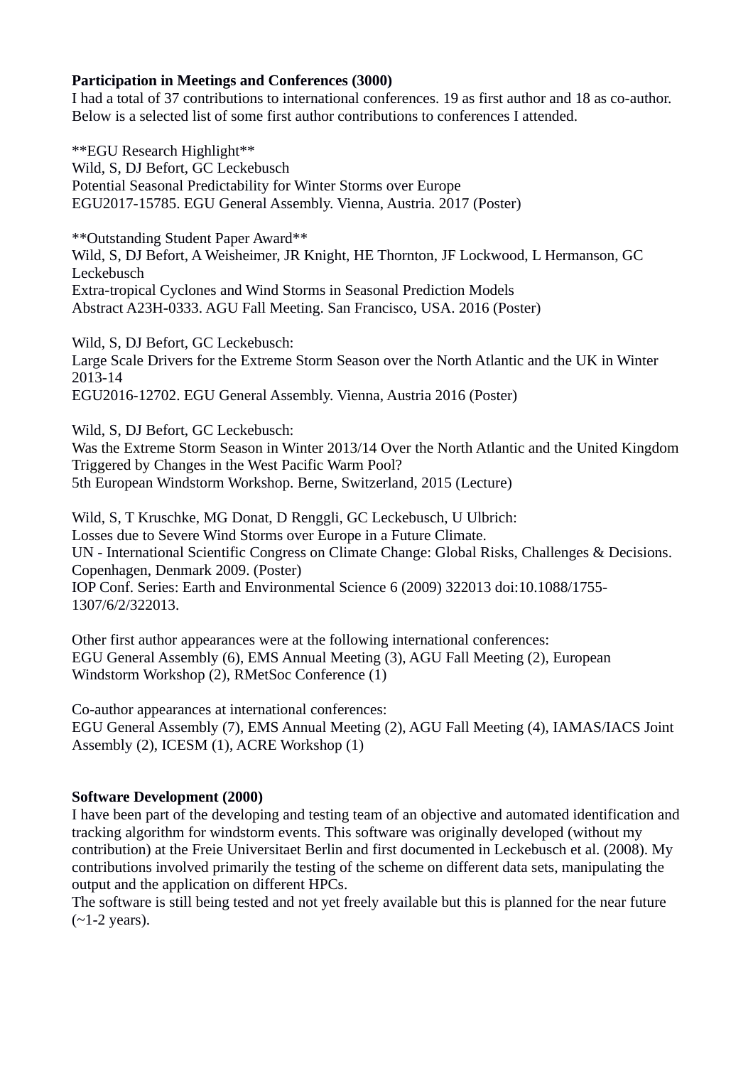**Participation in Meetings and Conferences (3000)**
I had a total of 37 contributions to international conferences. 19 as first author and 18 as co-author. Below is a selected list of some first author contributions to conferences I attended.

**EGU Research Highlight**
Wild, S, DJ Befort, GC Leckebusch
Potential Seasonal Predictability for Winter Storms over Europe
EGU2017-15785. EGU General Assembly. Vienna, Austria. 2017 (Poster)

**Outstanding Student Paper Award**
Wild, S, DJ Befort, A Weisheimer, JR Knight, HE Thornton, JF Lockwood, L Hermanson, GC Leckebusch
Extra-tropical Cyclones and Wind Storms in Seasonal Prediction Models
Abstract A23H-0333. AGU Fall Meeting. San Francisco, USA. 2016 (Poster)

Wild, S, DJ Befort, GC Leckebusch:
Large Scale Drivers for the Extreme Storm Season over the North Atlantic and the UK in Winter 2013-14
EGU2016-12702. EGU General Assembly. Vienna, Austria 2016 (Poster)

Wild, S, DJ Befort, GC Leckebusch:
Was the Extreme Storm Season in Winter 2013/14 Over the North Atlantic and the United Kingdom Triggered by Changes in the West Pacific Warm Pool?
5th European Windstorm Workshop. Berne, Switzerland, 2015 (Lecture)

Wild, S, T Kruschke, MG Donat, D Renggli, GC Leckebusch, U Ulbrich:
Losses due to Severe Wind Storms over Europe in a Future Climate.
UN - International Scientific Congress on Climate Change: Global Risks, Challenges & Decisions. Copenhagen, Denmark 2009. (Poster)
IOP Conf. Series: Earth and Environmental Science 6 (2009) 322013 doi:10.1088/1755-1307/6/2/322013.

Other first author appearances were at the following international conferences:
EGU General Assembly (6), EMS Annual Meeting (3), AGU Fall Meeting (2), European Windstorm Workshop (2), RMetSoc Conference (1)

Co-author appearances at international conferences:
EGU General Assembly (7), EMS Annual Meeting (2), AGU Fall Meeting (4), IAMAS/IACS Joint Assembly (2), ICESM (1), ACRE Workshop (1)

**Software Development (2000)**
I have been part of the developing and testing team of an objective and automated identification and tracking algorithm for windstorm events. This software was originally developed (without my contribution) at the Freie Universitaet Berlin and first documented in Leckebusch et al. (2008). My contributions involved primarily the testing of the scheme on different data sets, manipulating the output and the application on different HPCs.
The software is still being tested and not yet freely available but this is planned for the near future (~1-2 years).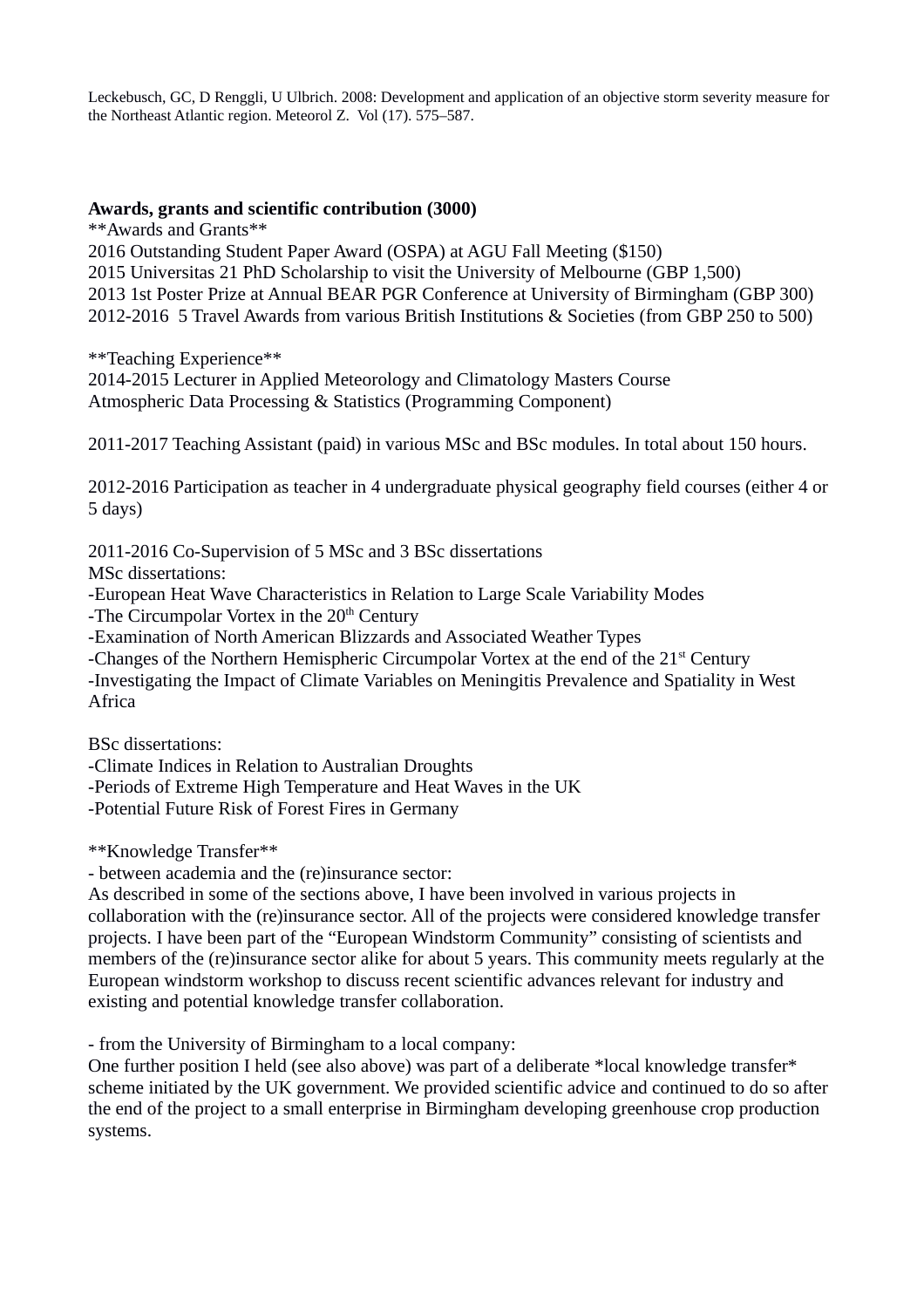Leckebusch, GC, D Renggli, U Ulbrich. 2008: Development and application of an objective storm severity measure for the Northeast Atlantic region. Meteorol Z. Vol (17). 575–587.

**Awards, grants and scientific contribution (3000)**

**Awards and Grants**

2016 Outstanding Student Paper Award (OSPA) at AGU Fall Meeting ($150)
2015 Universitas 21 PhD Scholarship to visit the University of Melbourne (GBP 1,500)
2013 1st Poster Prize at Annual BEAR PGR Conference at University of Birmingham (GBP 300)
2012-2016 5 Travel Awards from various British Institutions & Societies (from GBP 250 to 500)

**Teaching Experience**

2014-2015 Lecturer in Applied Meteorology and Climatology Masters Course
Atmospheric Data Processing & Statistics (Programming Component)

2011-2017 Teaching Assistant (paid) in various MSc and BSc modules. In total about 150 hours.

2012-2016 Participation as teacher in 4 undergraduate physical geography field courses (either 4 or 5 days)

2011-2016 Co-Supervision of 5 MSc and 3 BSc dissertations
MSc dissertations:
-European Heat Wave Characteristics in Relation to Large Scale Variability Modes
-The Circumpolar Vortex in the 20th Century
-Examination of North American Blizzards and Associated Weather Types
-Changes of the Northern Hemispheric Circumpolar Vortex at the end of the 21st Century
-Investigating the Impact of Climate Variables on Meningitis Prevalence and Spatiality in West Africa

BSc dissertations:
-Climate Indices in Relation to Australian Droughts
-Periods of Extreme High Temperature and Heat Waves in the UK
-Potential Future Risk of Forest Fires in Germany

**Knowledge Transfer**

- between academia and the (re)insurance sector:
As described in some of the sections above, I have been involved in various projects in collaboration with the (re)insurance sector. All of the projects were considered knowledge transfer projects. I have been part of the "European Windstorm Community" consisting of scientists and members of the (re)insurance sector alike for about 5 years. This community meets regularly at the European windstorm workshop to discuss recent scientific advances relevant for industry and existing and potential knowledge transfer collaboration.

- from the University of Birmingham to a local company:
One further position I held (see also above) was part of a deliberate *local knowledge transfer* scheme initiated by the UK government. We provided scientific advice and continued to do so after the end of the project to a small enterprise in Birmingham developing greenhouse crop production systems.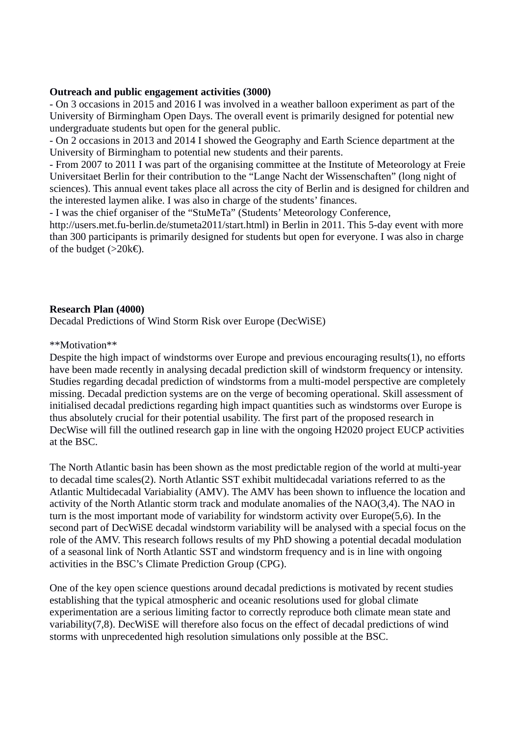**Outreach and public engagement activities (3000)**

- On 3 occasions in 2015 and 2016 I was involved in a weather balloon experiment as part of the University of Birmingham Open Days. The overall event is primarily designed for potential new undergraduate students but open for the general public.
- On 2 occasions in 2013 and 2014 I showed the Geography and Earth Science department at the University of Birmingham to potential new students and their parents.
- From 2007 to 2011 I was part of the organising committee at the Institute of Meteorology at Freie Universitaet Berlin for their contribution to the "Lange Nacht der Wissenschaften" (long night of sciences). This annual event takes place all across the city of Berlin and is designed for children and the interested laymen alike. I was also in charge of the students' finances.
- I was the chief organiser of the "StuMeTa" (Students' Meteorology Conference, http://users.met.fu-berlin.de/stumeta2011/start.html) in Berlin in 2011. This 5-day event with more than 300 participants is primarily designed for students but open for everyone. I was also in charge of the budget (>20k€).

**Research Plan (4000)**

Decadal Predictions of Wind Storm Risk over Europe (DecWiSE)

**Motivation**

Despite the high impact of windstorms over Europe and previous encouraging results(1), no efforts have been made recently in analysing decadal prediction skill of windstorm frequency or intensity. Studies regarding decadal prediction of windstorms from a multi-model perspective are completely missing. Decadal prediction systems are on the verge of becoming operational. Skill assessment of initialised decadal predictions regarding high impact quantities such as windstorms over Europe is thus absolutely crucial for their potential usability. The first part of the proposed research in DecWise will fill the outlined research gap in line with the ongoing H2020 project EUCP activities at the BSC.

The North Atlantic basin has been shown as the most predictable region of the world at multi-year to decadal time scales(2). North Atlantic SST exhibit multidecadal variations referred to as the Atlantic Multidecadal Variability (AMV). The AMV has been shown to influence the location and activity of the North Atlantic storm track and modulate anomalies of the NAO(3,4). The NAO in turn is the most important mode of variability for windstorm activity over Europe(5,6). In the second part of DecWiSE decadal windstorm variability will be analysed with a special focus on the role of the AMV. This research follows results of my PhD showing a potential decadal modulation of a seasonal link of North Atlantic SST and windstorm frequency and is in line with ongoing activities in the BSC's Climate Prediction Group (CPG).

One of the key open science questions around decadal predictions is motivated by recent studies establishing that the typical atmospheric and oceanic resolutions used for global climate experimentation are a serious limiting factor to correctly reproduce both climate mean state and variability(7,8). DecWiSE will therefore also focus on the effect of decadal predictions of wind storms with unprecedented high resolution simulations only possible at the BSC.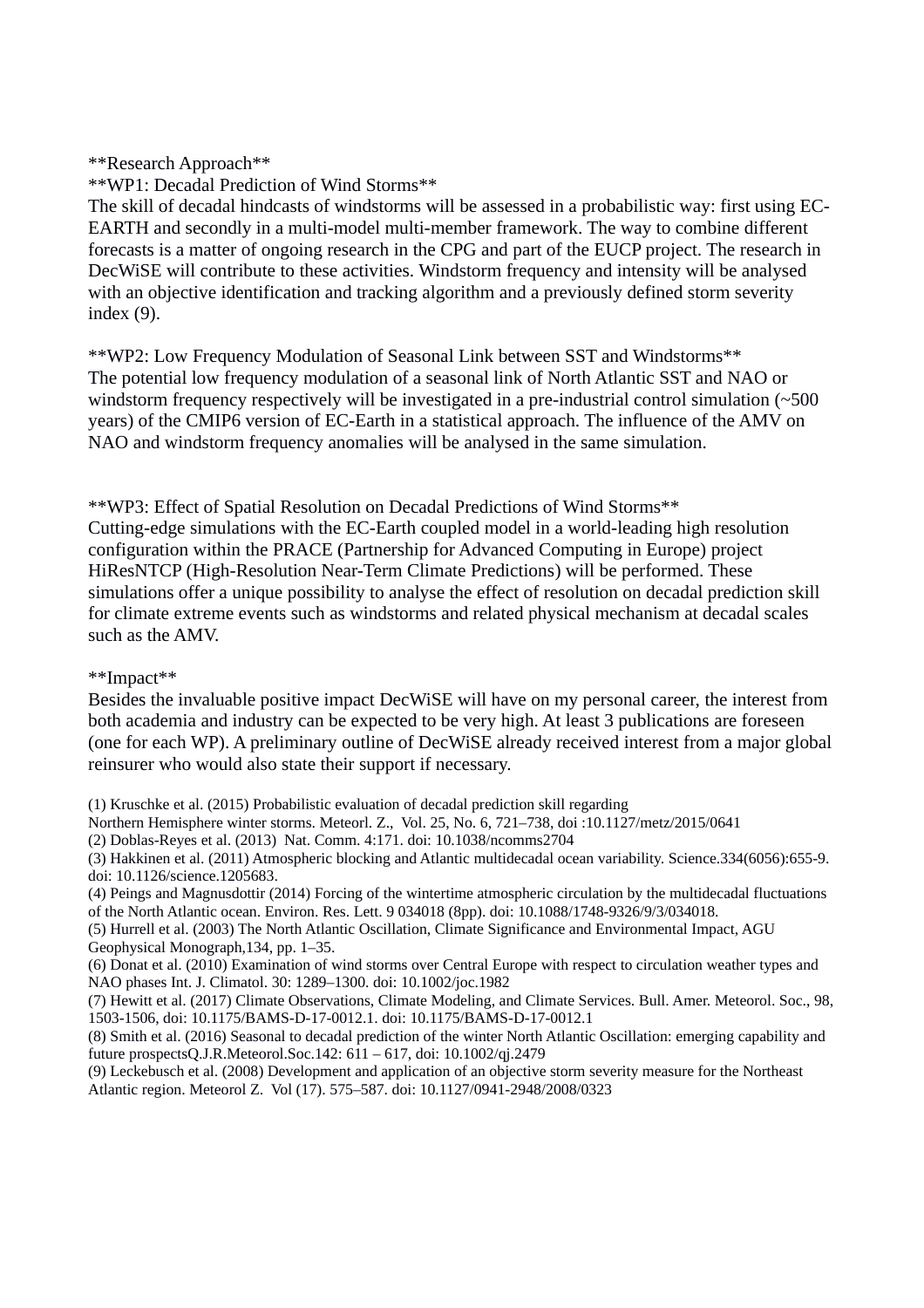**Research Approach**

**WP1: Decadal Prediction of Wind Storms**

The skill of decadal hindcasts of windstorms will be assessed in a probabilistic way: first using EC-EARTH and secondly in a multi-model multi-member framework. The way to combine different forecasts is a matter of ongoing research in the CPG and part of the EUCP project. The research in DecWiSE will contribute to these activities. Windstorm frequency and intensity will be analysed with an objective identification and tracking algorithm and a previously defined storm severity index (9).

**WP2: Low Frequency Modulation of Seasonal Link between SST and Windstorms**

The potential low frequency modulation of a seasonal link of North Atlantic SST and NAO or windstorm frequency respectively will be investigated in a pre-industrial control simulation (~500 years) of the CMIP6 version of EC-Earth in a statistical approach. The influence of the AMV on NAO and windstorm frequency anomalies will be analysed in the same simulation.

**WP3: Effect of Spatial Resolution on Decadal Predictions of Wind Storms**

Cutting-edge simulations with the EC-Earth coupled model in a world-leading high resolution configuration within the PRACE (Partnership for Advanced Computing in Europe) project HiResNTCP (High-Resolution Near-Term Climate Predictions) will be performed. These simulations offer a unique possibility to analyse the effect of resolution on decadal prediction skill for climate extreme events such as windstorms and related physical mechanism at decadal scales such as the AMV.

**Impact**

Besides the invaluable positive impact DecWiSE will have on my personal career, the interest from both academia and industry can be expected to be very high. At least 3 publications are foreseen (one for each WP). A preliminary outline of DecWiSE already received interest from a major global reinsurer who would also state their support if necessary.

(1) Kruschke et al. (2015) Probabilistic evaluation of decadal prediction skill regarding Northern Hemisphere winter storms. Meteorl. Z., Vol. 25, No. 6, 721–738, doi :10.1127/metz/2015/0641
(2) Doblas-Reyes et al. (2013) Nat. Comm. 4:171. doi: 10.1038/ncomms2704
(3) Hakkinen et al. (2011) Atmospheric blocking and Atlantic multidecadal ocean variability. Science.334(6056):655-9. doi: 10.1126/science.1205683.
(4) Peings and Magnusdottir (2014) Forcing of the wintertime atmospheric circulation by the multidecadal fluctuations of the North Atlantic ocean. Environ. Res. Lett. 9 034018 (8pp). doi: 10.1088/1748-9326/9/3/034018.
(5) Hurrell et al. (2003) The North Atlantic Oscillation, Climate Significance and Environmental Impact, AGU Geophysical Monograph,134, pp. 1–35.
(6) Donat et al. (2010) Examination of wind storms over Central Europe with respect to circulation weather types and NAO phases Int. J. Climatol. 30: 1289–1300. doi: 10.1002/joc.1982
(7) Hewitt et al. (2017) Climate Observations, Climate Modeling, and Climate Services. Bull. Amer. Meteorol. Soc., 98, 1503-1506, doi: 10.1175/BAMS-D-17-0012.1. doi: 10.1175/BAMS-D-17-0012.1
(8) Smith et al. (2016) Seasonal to decadal prediction of the winter North Atlantic Oscillation: emerging capability and future prospectsQ.J.R.Meteorol.Soc.142: 611 – 617, doi: 10.1002/qj.2479
(9) Leckebusch et al. (2008) Development and application of an objective storm severity measure for the Northeast Atlantic region. Meteorol Z. Vol (17). 575–587. doi: 10.1127/0941-2948/2008/0323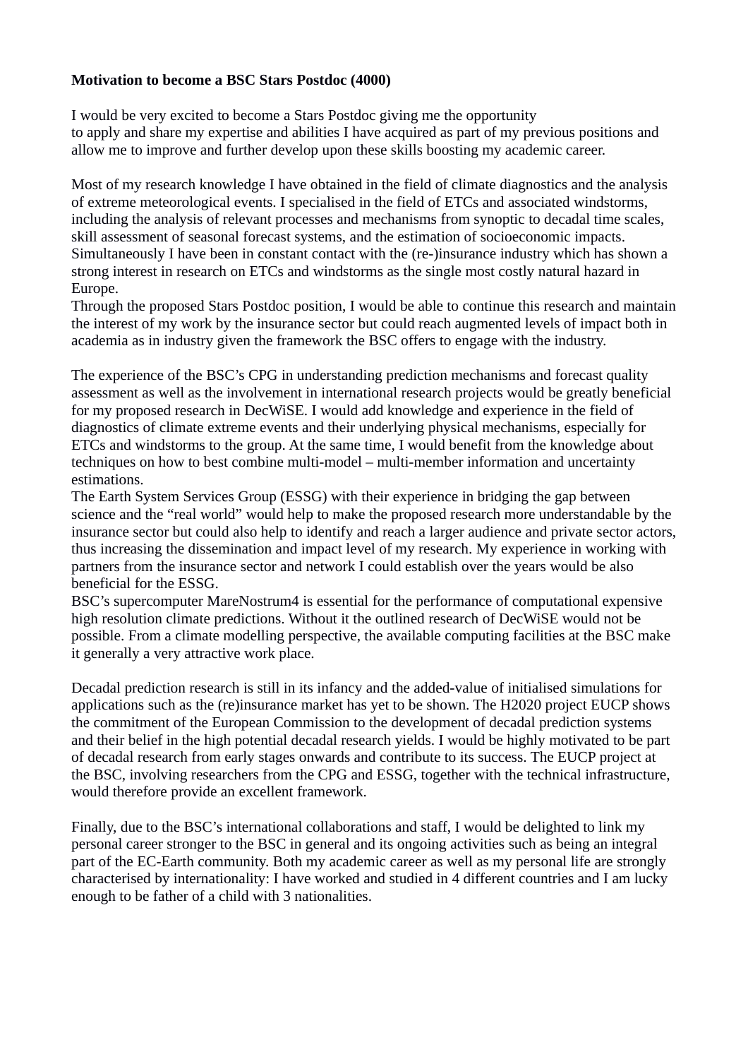**Motivation to become a BSC Stars Postdoc (4000)**

I would be very excited to become a Stars Postdoc giving me the opportunity
to apply and share my expertise and abilities I have acquired as part of my previous positions and allow me to improve and further develop upon these skills boosting my academic career.

Most of my research knowledge I have obtained in the field of climate diagnostics and the analysis of extreme meteorological events. I specialised in the field of ETCs and associated windstorms, including the analysis of relevant processes and mechanisms from synoptic to decadal time scales, skill assessment of seasonal forecast systems, and the estimation of socioeconomic impacts. Simultaneously I have been in constant contact with the (re-)insurance industry which has shown a strong interest in research on ETCs and windstorms as the single most costly natural hazard in Europe.
Through the proposed Stars Postdoc position, I would be able to continue this research and maintain the interest of my work by the insurance sector but could reach augmented levels of impact both in academia as in industry given the framework the BSC offers to engage with the industry.

The experience of the BSC's CPG in understanding prediction mechanisms and forecast quality assessment as well as the involvement in international research projects would be greatly beneficial for my proposed research in DecWiSE. I would add knowledge and experience in the field of diagnostics of climate extreme events and their underlying physical mechanisms, especially for ETCs and windstorms to the group. At the same time, I would benefit from the knowledge about techniques on how to best combine multi-model – multi-member information and uncertainty estimations.
The Earth System Services Group (ESSG) with their experience in bridging the gap between science and the "real world" would help to make the proposed research more understandable by the insurance sector but could also help to identify and reach a larger audience and private sector actors, thus increasing the dissemination and impact level of my research. My experience in working with partners from the insurance sector and network I could establish over the years would be also beneficial for the ESSG.
BSC's supercomputer MareNostrum4 is essential for the performance of computational expensive high resolution climate predictions. Without it the outlined research of DecWiSE would not be possible. From a climate modelling perspective, the available computing facilities at the BSC make it generally a very attractive work place.

Decadal prediction research is still in its infancy and the added-value of initialised simulations for applications such as the (re)insurance market has yet to be shown. The H2020 project EUCP shows the commitment of the European Commission to the development of decadal prediction systems and their belief in the high potential decadal research yields. I would be highly motivated to be part of decadal research from early stages onwards and contribute to its success. The EUCP project at the BSC, involving researchers from the CPG and ESSG, together with the technical infrastructure, would therefore provide an excellent framework.

Finally, due to the BSC's international collaborations and staff, I would be delighted to link my personal career stronger to the BSC in general and its ongoing activities such as being an integral part of the EC-Earth community. Both my academic career as well as my personal life are strongly characterised by internationality: I have worked and studied in 4 different countries and I am lucky enough to be father of a child with 3 nationalities.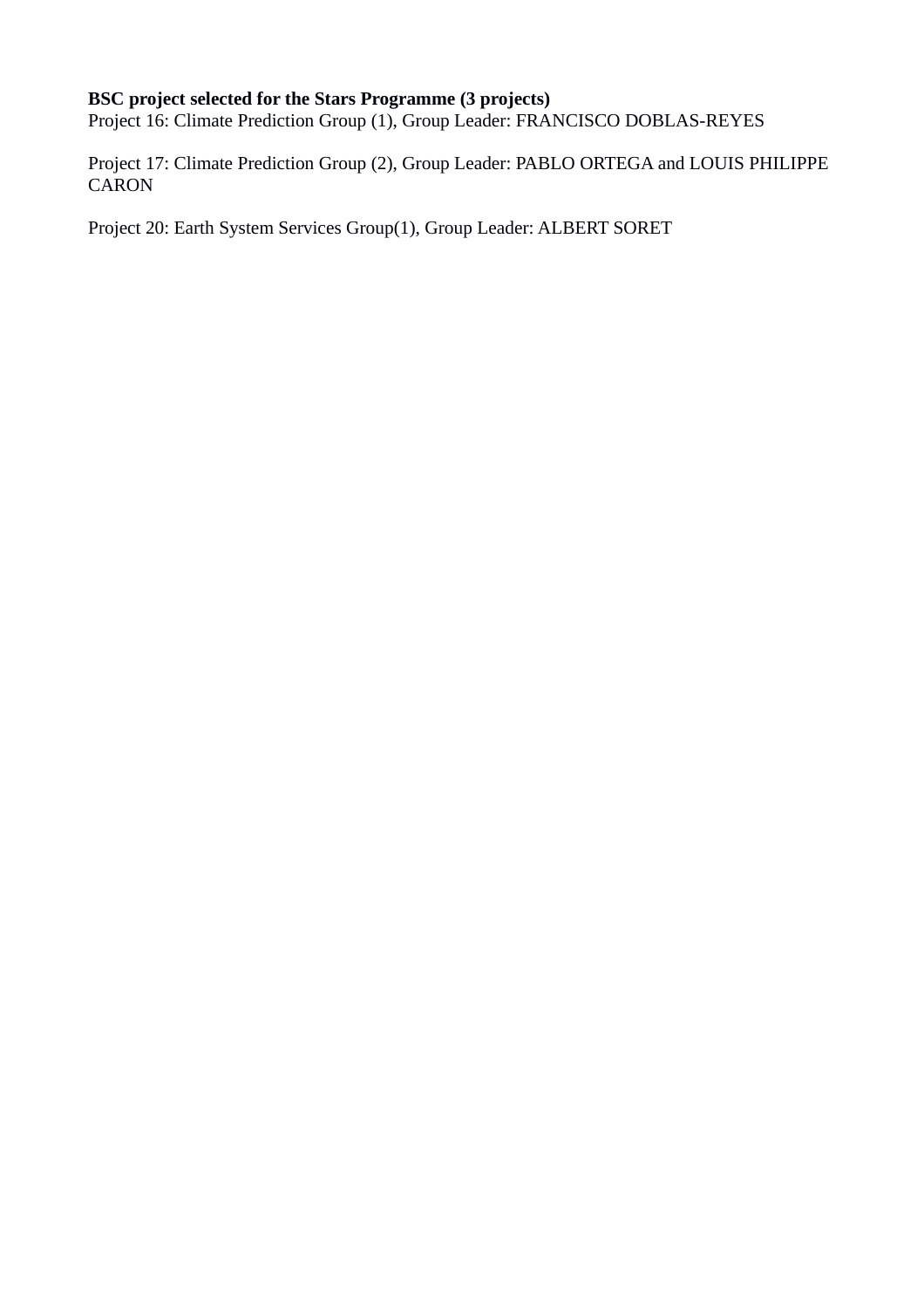**BSC project selected for the Stars Programme (3 projects)**

Project 16: Climate Prediction Group (1), Group Leader: FRANCISCO DOBLAS-REYES

Project 17: Climate Prediction Group (2), Group Leader: PABLO ORTEGA and LOUIS PHILIPPE CARON

Project 20: Earth System Services Group(1), Group Leader: ALBERT SORET